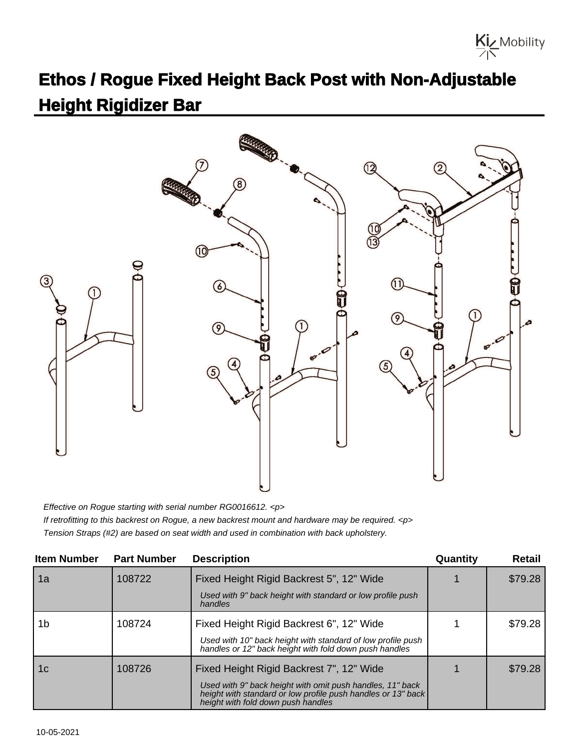# Ethos / Rogue Fixed Height Back Post with Non-Adjustable Height Rigidizer Bar

*Effective on Rogue starting with serial number RG0016612. <p>*

*If retrofitting to this backrest on Rogue, a new backrest mount and hardware may be required. <p>*

*Tension Straps (#2) are based on seat width and used in combination with back upholstery.*

| Item Number | Part Number | Description | Quantity | Retail |
|---|---|---|---|---|
| 1a | 108722 | Fixed Height Rigid Backrest 5", 12" Wide<br>*Used with 9" back height with standard or low profile push handles* | 1 | $79.28 |
| 1b | 108724 | Fixed Height Rigid Backrest 6", 12" Wide<br>*Used with 10" back height with standard of low profile push handles or 12" back height with fold down push handles* | 1 | $79.28 |
| 1c | 108726 | Fixed Height Rigid Backrest 7", 12" Wide<br>*Used with 9" back height with omit push handles, 11" back height with standard or low profile push handles or 13" back height with fold down push handles* | 1 | $79.28 |

10-05-2021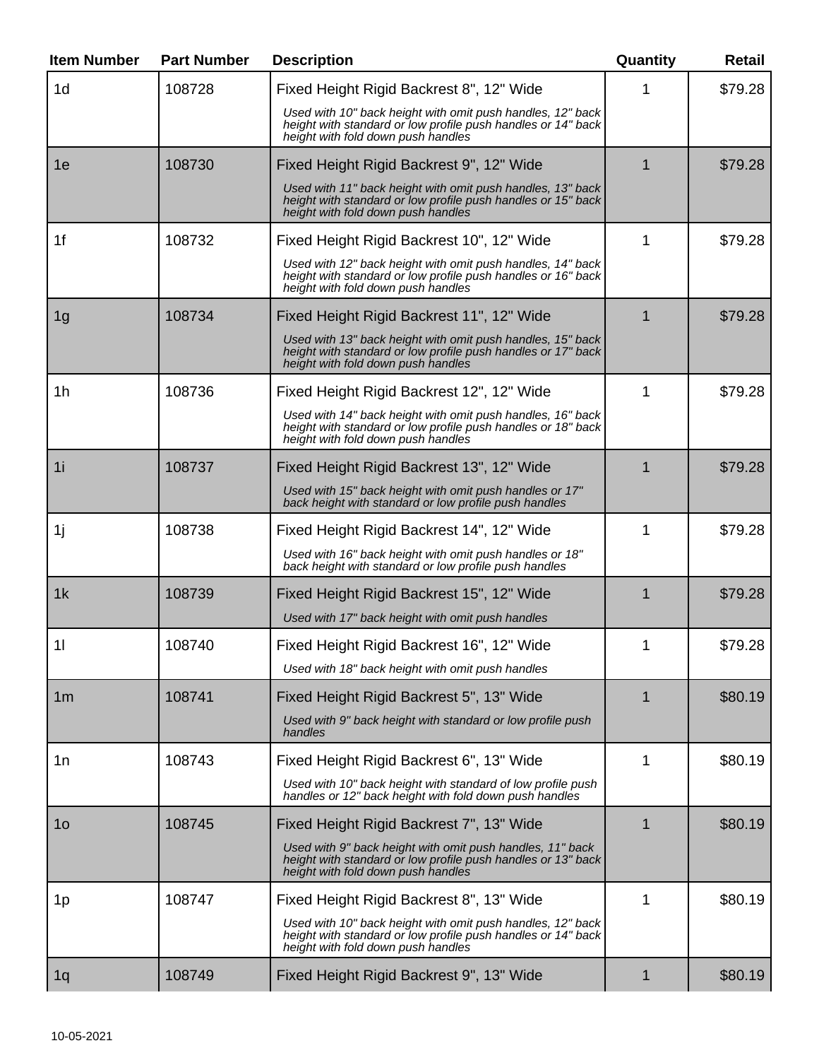| Item Number | Part Number | Description | Quantity | Retail |
| --- | --- | --- | --- | --- |
| 1d | 108728 | Fixed Height Rigid Backrest 8", 12" Wide<br>*Used with 10" back height with omit push handles, 12" back height with standard or low profile push handles or 14" back height with fold down push handles* | 1 | $79.28 |
| 1e | 108730 | Fixed Height Rigid Backrest 9", 12" Wide<br>*Used with 11" back height with omit push handles, 13" back height with standard or low profile push handles or 15" back height with fold down push handles* | 1 | $79.28 |
| 1f | 108732 | Fixed Height Rigid Backrest 10", 12" Wide<br>*Used with 12" back height with omit push handles, 14" back height with standard or low profile push handles or 16" back height with fold down push handles* | 1 | $79.28 |
| 1g | 108734 | Fixed Height Rigid Backrest 11", 12" Wide<br>*Used with 13" back height with omit push handles, 15" back height with standard or low profile push handles or 17" back height with fold down push handles* | 1 | $79.28 |
| 1h | 108736 | Fixed Height Rigid Backrest 12", 12" Wide<br>*Used with 14" back height with omit push handles, 16" back height with standard or low profile push handles or 18" back height with fold down push handles* | 1 | $79.28 |
| 1i | 108737 | Fixed Height Rigid Backrest 13", 12" Wide<br>*Used with 15" back height with omit push handles or 17" back height with standard or low profile push handles* | 1 | $79.28 |
| 1j | 108738 | Fixed Height Rigid Backrest 14", 12" Wide<br>*Used with 16" back height with omit push handles or 18" back height with standard or low profile push handles* | 1 | $79.28 |
| 1k | 108739 | Fixed Height Rigid Backrest 15", 12" Wide<br>*Used with 17" back height with omit push handles* | 1 | $79.28 |
| 1l | 108740 | Fixed Height Rigid Backrest 16", 12" Wide<br>*Used with 18" back height with omit push handles* | 1 | $79.28 |
| 1m | 108741 | Fixed Height Rigid Backrest 5", 13" Wide<br>*Used with 9" back height with standard or low profile push handles* | 1 | $80.19 |
| 1n | 108743 | Fixed Height Rigid Backrest 6", 13" Wide<br>*Used with 10" back height with standard of low profile push handles or 12" back height with fold down push handles* | 1 | $80.19 |
| 1o | 108745 | Fixed Height Rigid Backrest 7", 13" Wide<br>*Used with 9" back height with omit push handles, 11" back height with standard or low profile push handles or 13" back height with fold down push handles* | 1 | $80.19 |
| 1p | 108747 | Fixed Height Rigid Backrest 8", 13" Wide<br>*Used with 10" back height with omit push handles, 12" back height with standard or low profile push handles or 14" back height with fold down push handles* | 1 | $80.19 |
| 1q | 108749 | Fixed Height Rigid Backrest 9", 13" Wide | 1 | $80.19 |

10-05-2021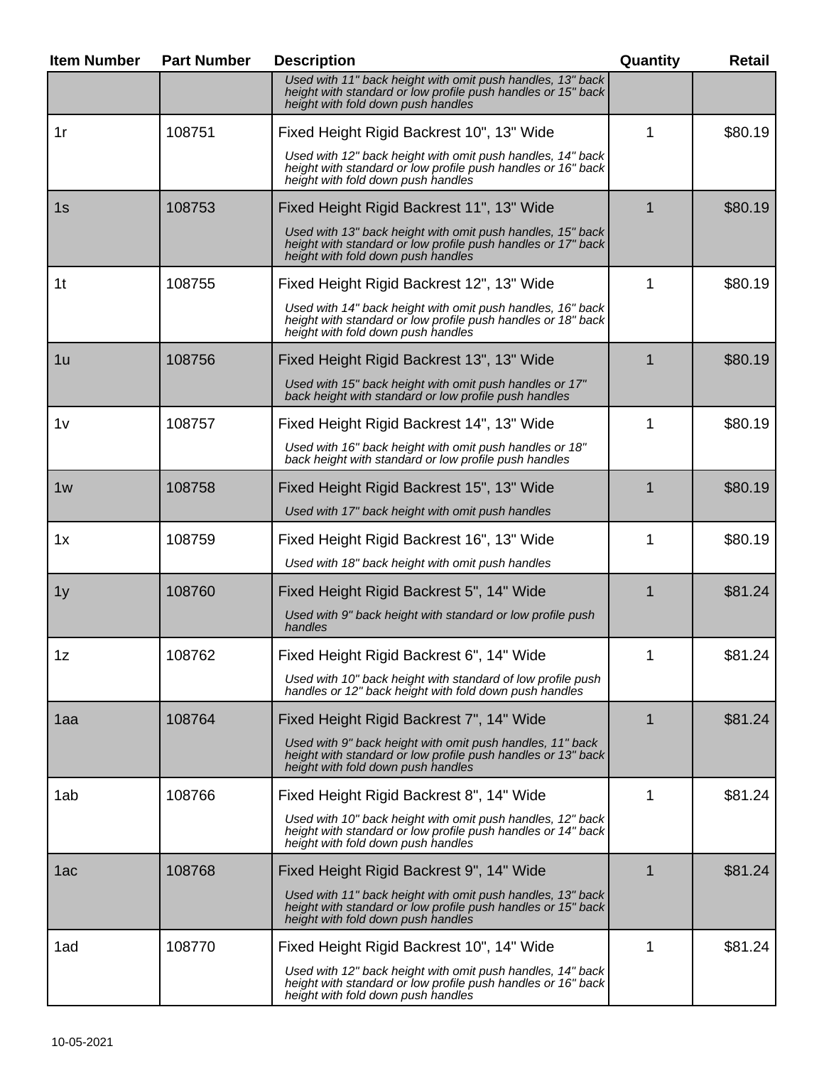| Item Number | Part Number | Description | Quantity | Retail |
|---|---|---|---|---|
| | | *Used with 11" back height with omit push handles, 13" back height with standard or low profile push handles or 15" back height with fold down push handles* | | |
| 1r | 108751 | Fixed Height Rigid Backrest 10", 13" Wide<br>*Used with 12" back height with omit push handles, 14" back height with standard or low profile push handles or 16" back height with fold down push handles* | 1 | $80.19 |
| 1s | 108753 | Fixed Height Rigid Backrest 11", 13" Wide<br>*Used with 13" back height with omit push handles, 15" back height with standard or low profile push handles or 17" back height with fold down push handles* | 1 | $80.19 |
| 1t | 108755 | Fixed Height Rigid Backrest 12", 13" Wide<br>*Used with 14" back height with omit push handles, 16" back height with standard or low profile push handles or 18" back height with fold down push handles* | 1 | $80.19 |
| 1u | 108756 | Fixed Height Rigid Backrest 13", 13" Wide<br>*Used with 15" back height with omit push handles or 17" back height with standard or low profile push handles* | 1 | $80.19 |
| 1v | 108757 | Fixed Height Rigid Backrest 14", 13" Wide<br>*Used with 16" back height with omit push handles or 18" back height with standard or low profile push handles* | 1 | $80.19 |
| 1w | 108758 | Fixed Height Rigid Backrest 15", 13" Wide<br>*Used with 17" back height with omit push handles* | 1 | $80.19 |
| 1x | 108759 | Fixed Height Rigid Backrest 16", 13" Wide<br>*Used with 18" back height with omit push handles* | 1 | $80.19 |
| 1y | 108760 | Fixed Height Rigid Backrest 5", 14" Wide<br>*Used with 9" back height with standard or low profile push handles* | 1 | $81.24 |
| 1z | 108762 | Fixed Height Rigid Backrest 6", 14" Wide<br>*Used with 10" back height with standard of low profile push handles or 12" back height with fold down push handles* | 1 | $81.24 |
| 1aa | 108764 | Fixed Height Rigid Backrest 7", 14" Wide<br>*Used with 9" back height with omit push handles, 11" back height with standard or low profile push handles or 13" back height with fold down push handles* | 1 | $81.24 |
| 1ab | 108766 | Fixed Height Rigid Backrest 8", 14" Wide<br>*Used with 10" back height with omit push handles, 12" back height with standard or low profile push handles or 14" back height with fold down push handles* | 1 | $81.24 |
| 1ac | 108768 | Fixed Height Rigid Backrest 9", 14" Wide<br>*Used with 11" back height with omit push handles, 13" back height with standard or low profile push handles or 15" back height with fold down push handles* | 1 | $81.24 |
| 1ad | 108770 | Fixed Height Rigid Backrest 10", 14" Wide<br>*Used with 12" back height with omit push handles, 14" back height with standard or low profile push handles or 16" back height with fold down push handles* | 1 | $81.24 |

10-05-2021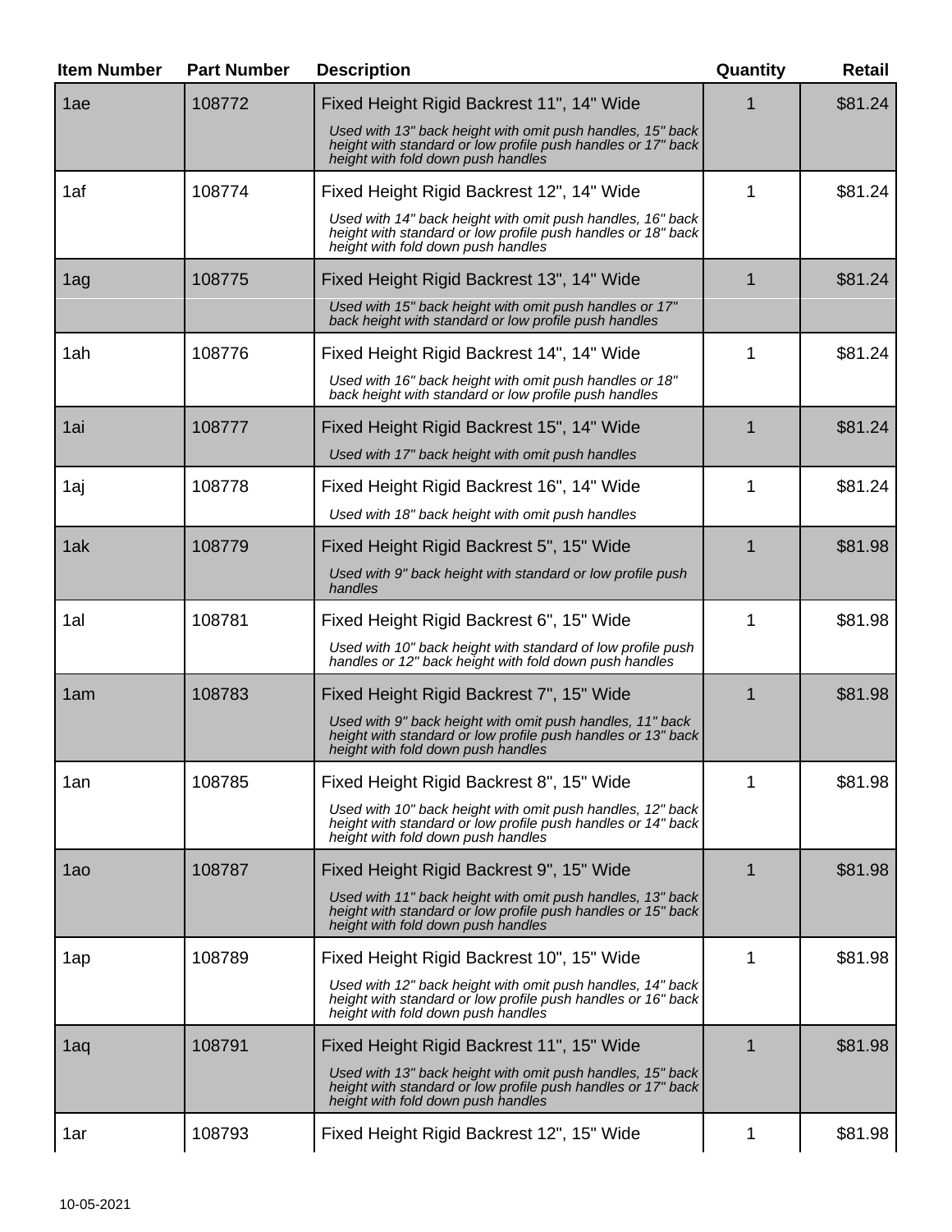| Item Number | Part Number | Description | Quantity | Retail |
|---|---|---|---|---|
| 1ae | 108772 | Fixed Height Rigid Backrest 11", 14" Wide<br>*Used with 13" back height with omit push handles, 15" back height with standard or low profile push handles or 17" back height with fold down push handles* | 1 | $81.24 |
| 1af | 108774 | Fixed Height Rigid Backrest 12", 14" Wide<br>*Used with 14" back height with omit push handles, 16" back height with standard or low profile push handles or 18" back height with fold down push handles* | 1 | $81.24 |
| 1ag | 108775 | Fixed Height Rigid Backrest 13", 14" Wide<br>*Used with 15" back height with omit push handles or 17" back height with standard or low profile push handles* | 1 | $81.24 |
| 1ah | 108776 | Fixed Height Rigid Backrest 14", 14" Wide<br>*Used with 16" back height with omit push handles or 18" back height with standard or low profile push handles* | 1 | $81.24 |
| 1ai | 108777 | Fixed Height Rigid Backrest 15", 14" Wide<br>*Used with 17" back height with omit push handles* | 1 | $81.24 |
| 1aj | 108778 | Fixed Height Rigid Backrest 16", 14" Wide<br>*Used with 18" back height with omit push handles* | 1 | $81.24 |
| 1ak | 108779 | Fixed Height Rigid Backrest 5", 15" Wide<br>*Used with 9" back height with standard or low profile push handles* | 1 | $81.98 |
| 1al | 108781 | Fixed Height Rigid Backrest 6", 15" Wide<br>*Used with 10" back height with standard of low profile push handles or 12" back height with fold down push handles* | 1 | $81.98 |
| 1am | 108783 | Fixed Height Rigid Backrest 7", 15" Wide<br>*Used with 9" back height with omit push handles, 11" back height with standard or low profile push handles or 13" back height with fold down push handles* | 1 | $81.98 |
| 1an | 108785 | Fixed Height Rigid Backrest 8", 15" Wide<br>*Used with 10" back height with omit push handles, 12" back height with standard or low profile push handles or 14" back height with fold down push handles* | 1 | $81.98 |
| 1ao | 108787 | Fixed Height Rigid Backrest 9", 15" Wide<br>*Used with 11" back height with omit push handles, 13" back height with standard or low profile push handles or 15" back height with fold down push handles* | 1 | $81.98 |
| 1ap | 108789 | Fixed Height Rigid Backrest 10", 15" Wide<br>*Used with 12" back height with omit push handles, 14" back height with standard or low profile push handles or 16" back height with fold down push handles* | 1 | $81.98 |
| 1aq | 108791 | Fixed Height Rigid Backrest 11", 15" Wide<br>*Used with 13" back height with omit push handles, 15" back height with standard or low profile push handles or 17" back height with fold down push handles* | 1 | $81.98 |
| 1ar | 108793 | Fixed Height Rigid Backrest 12", 15" Wide | 1 | $81.98 |

10-05-2021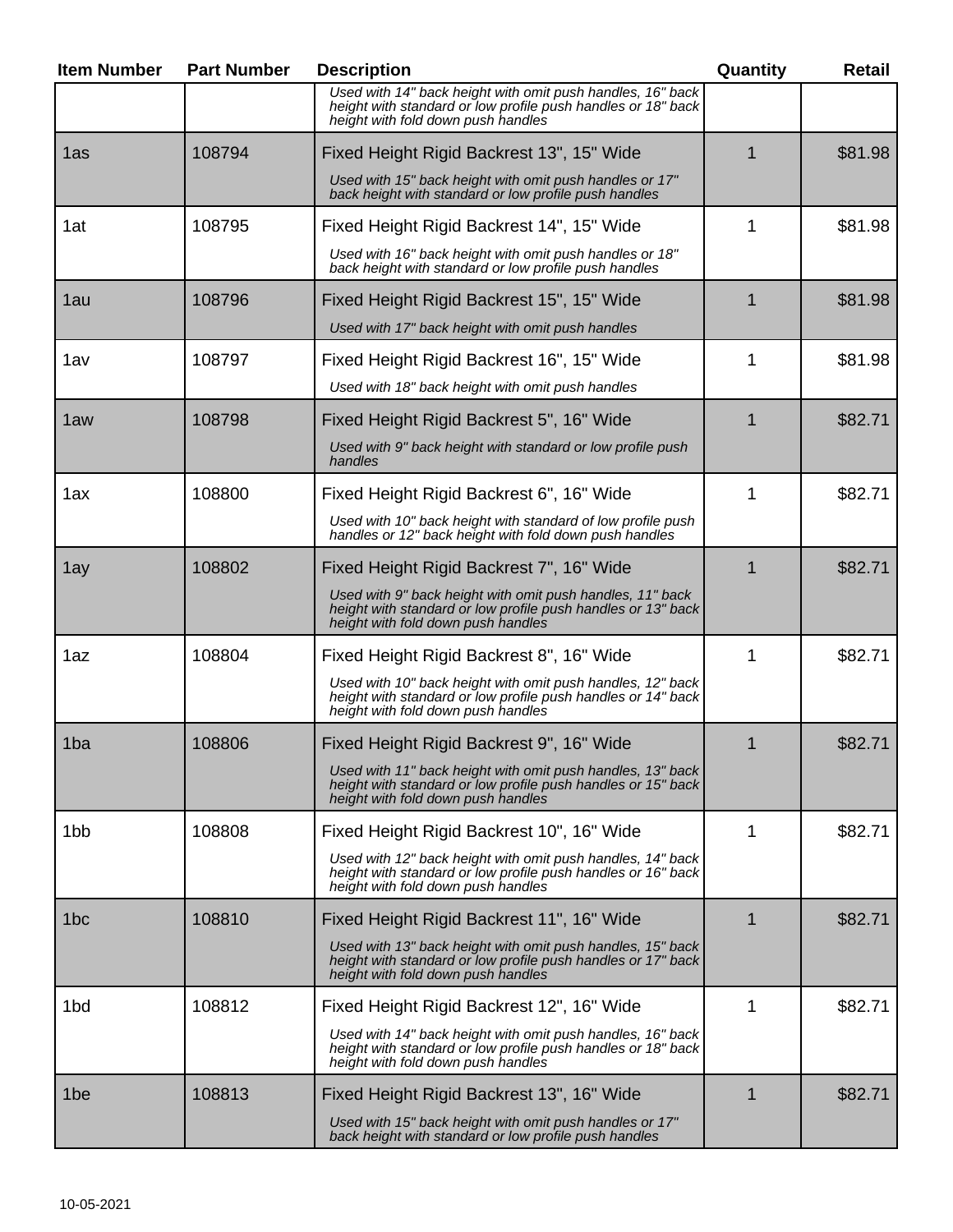| Item Number | Part Number | Description | Quantity | Retail |
|---|---|---|---|---|
| | | *Used with 14" back height with omit push handles, 16" back height with standard or low profile push handles or 18" back height with fold down push handles* | | |
| 1as | 108794 | Fixed Height Rigid Backrest 13", 15" Wide<br>*Used with 15" back height with omit push handles or 17" back height with standard or low profile push handles* | 1 | $81.98 |
| 1at | 108795 | Fixed Height Rigid Backrest 14", 15" Wide<br>*Used with 16" back height with omit push handles or 18" back height with standard or low profile push handles* | 1 | $81.98 |
| 1au | 108796 | Fixed Height Rigid Backrest 15", 15" Wide<br>*Used with 17" back height with omit push handles* | 1 | $81.98 |
| 1av | 108797 | Fixed Height Rigid Backrest 16", 15" Wide<br>*Used with 18" back height with omit push handles* | 1 | $81.98 |
| 1aw | 108798 | Fixed Height Rigid Backrest 5", 16" Wide<br>*Used with 9" back height with standard or low profile push handles* | 1 | $82.71 |
| 1ax | 108800 | Fixed Height Rigid Backrest 6", 16" Wide<br>*Used with 10" back height with standard of low profile push handles or 12" back height with fold down push handles* | 1 | $82.71 |
| 1ay | 108802 | Fixed Height Rigid Backrest 7", 16" Wide<br>*Used with 9" back height with omit push handles, 11" back height with standard or low profile push handles or 13" back height with fold down push handles* | 1 | $82.71 |
| 1az | 108804 | Fixed Height Rigid Backrest 8", 16" Wide<br>*Used with 10" back height with omit push handles, 12" back height with standard or low profile push handles or 14" back height with fold down push handles* | 1 | $82.71 |
| 1ba | 108806 | Fixed Height Rigid Backrest 9", 16" Wide<br>*Used with 11" back height with omit push handles, 13" back height with standard or low profile push handles or 15" back height with fold down push handles* | 1 | $82.71 |
| 1bb | 108808 | Fixed Height Rigid Backrest 10", 16" Wide<br>*Used with 12" back height with omit push handles, 14" back height with standard or low profile push handles or 16" back height with fold down push handles* | 1 | $82.71 |
| 1bc | 108810 | Fixed Height Rigid Backrest 11", 16" Wide<br>*Used with 13" back height with omit push handles, 15" back height with standard or low profile push handles or 17" back height with fold down push handles* | 1 | $82.71 |
| 1bd | 108812 | Fixed Height Rigid Backrest 12", 16" Wide<br>*Used with 14" back height with omit push handles, 16" back height with standard or low profile push handles or 18" back height with fold down push handles* | 1 | $82.71 |
| 1be | 108813 | Fixed Height Rigid Backrest 13", 16" Wide<br>*Used with 15" back height with omit push handles or 17" back height with standard or low profile push handles* | 1 | $82.71 |

10-05-2021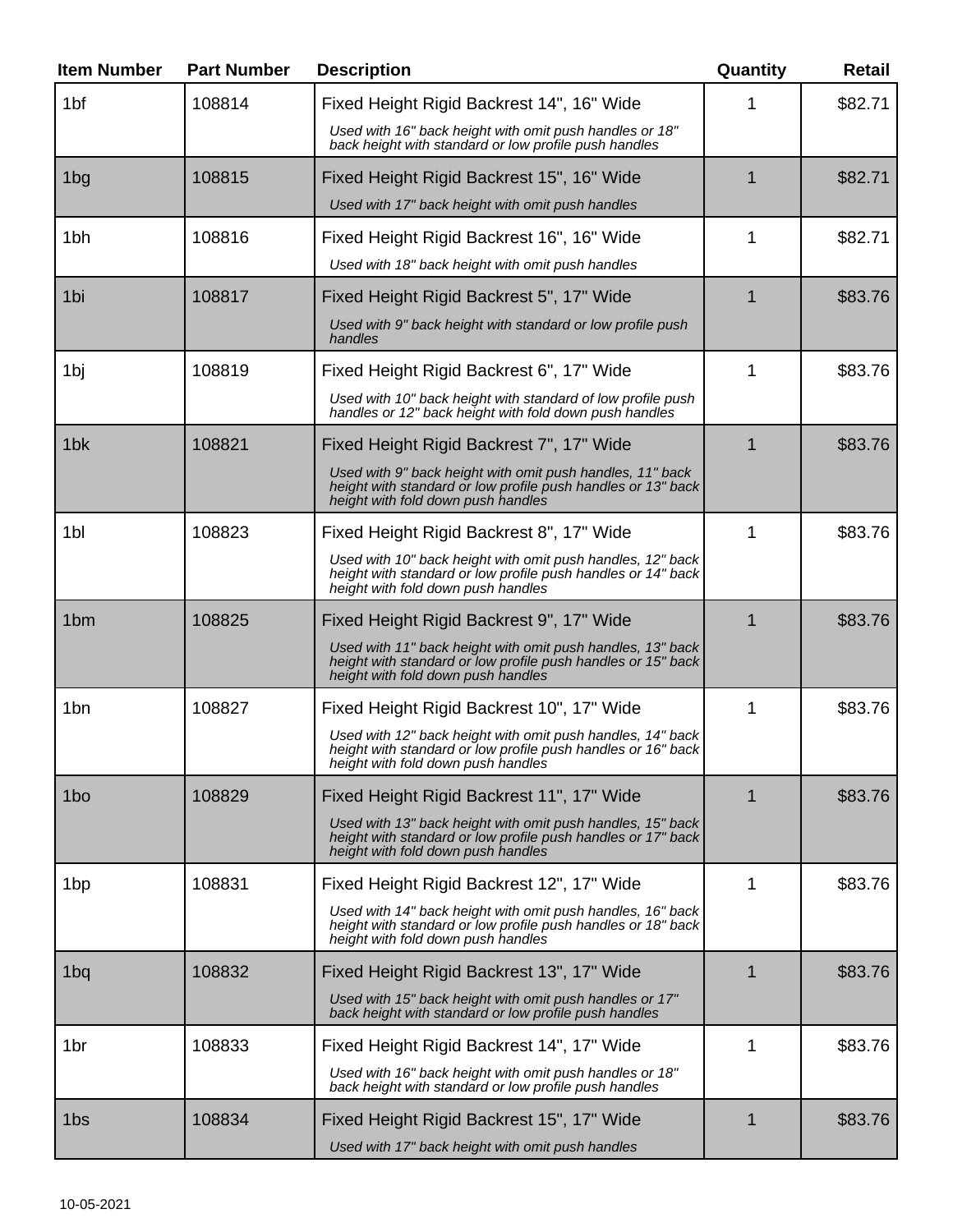| Item Number | Part Number | Description | Quantity | Retail |
|---|---|---|---|---|
| 1bf | 108814 | Fixed Height Rigid Backrest 14", 16" Wide<br>*Used with 16" back height with omit push handles or 18" back height with standard or low profile push handles* | 1 | $82.71 |
| 1bg | 108815 | Fixed Height Rigid Backrest 15", 16" Wide<br>*Used with 17" back height with omit push handles* | 1 | $82.71 |
| 1bh | 108816 | Fixed Height Rigid Backrest 16", 16" Wide<br>*Used with 18" back height with omit push handles* | 1 | $82.71 |
| 1bi | 108817 | Fixed Height Rigid Backrest 5", 17" Wide<br>*Used with 9" back height with standard or low profile push handles* | 1 | $83.76 |
| 1bj | 108819 | Fixed Height Rigid Backrest 6", 17" Wide<br>*Used with 10" back height with standard of low profile push handles or 12" back height with fold down push handles* | 1 | $83.76 |
| 1bk | 108821 | Fixed Height Rigid Backrest 7", 17" Wide<br>*Used with 9" back height with omit push handles, 11" back height with standard or low profile push handles or 13" back height with fold down push handles* | 1 | $83.76 |
| 1bl | 108823 | Fixed Height Rigid Backrest 8", 17" Wide<br>*Used with 10" back height with omit push handles, 12" back height with standard or low profile push handles or 14" back height with fold down push handles* | 1 | $83.76 |
| 1bm | 108825 | Fixed Height Rigid Backrest 9", 17" Wide<br>*Used with 11" back height with omit push handles, 13" back height with standard or low profile push handles or 15" back height with fold down push handles* | 1 | $83.76 |
| 1bn | 108827 | Fixed Height Rigid Backrest 10", 17" Wide<br>*Used with 12" back height with omit push handles, 14" back height with standard or low profile push handles or 16" back height with fold down push handles* | 1 | $83.76 |
| 1bo | 108829 | Fixed Height Rigid Backrest 11", 17" Wide<br>*Used with 13" back height with omit push handles, 15" back height with standard or low profile push handles or 17" back height with fold down push handles* | 1 | $83.76 |
| 1bp | 108831 | Fixed Height Rigid Backrest 12", 17" Wide<br>*Used with 14" back height with omit push handles, 16" back height with standard or low profile push handles or 18" back height with fold down push handles* | 1 | $83.76 |
| 1bq | 108832 | Fixed Height Rigid Backrest 13", 17" Wide<br>*Used with 15" back height with omit push handles or 17" back height with standard or low profile push handles* | 1 | $83.76 |
| 1br | 108833 | Fixed Height Rigid Backrest 14", 17" Wide<br>*Used with 16" back height with omit push handles or 18" back height with standard or low profile push handles* | 1 | $83.76 |
| 1bs | 108834 | Fixed Height Rigid Backrest 15", 17" Wide<br>*Used with 17" back height with omit push handles* | 1 | $83.76 |

10-05-2021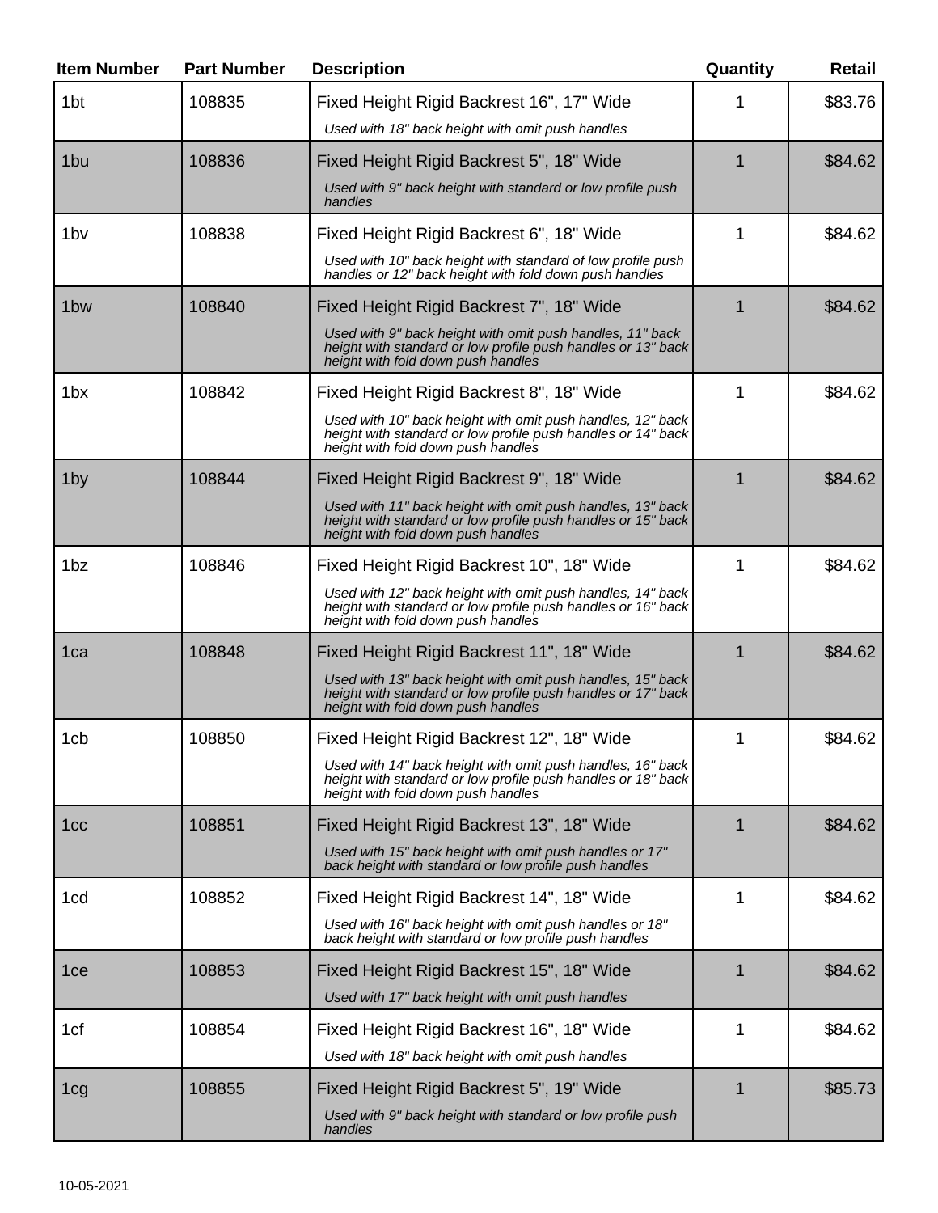| Item Number | Part Number | Description | Quantity | Retail |
| --- | --- | --- | --- | --- |
| 1bt | 108835 | Fixed Height Rigid Backrest 16", 17" Wide<br>*Used with 18" back height with omit push handles* | 1 | $83.76 |
| 1bu | 108836 | Fixed Height Rigid Backrest 5", 18" Wide<br>*Used with 9" back height with standard or low profile push handles* | 1 | $84.62 |
| 1bv | 108838 | Fixed Height Rigid Backrest 6", 18" Wide<br>*Used with 10" back height with standard of low profile push handles or 12" back height with fold down push handles* | 1 | $84.62 |
| 1bw | 108840 | Fixed Height Rigid Backrest 7", 18" Wide<br>*Used with 9" back height with omit push handles, 11" back height with standard or low profile push handles or 13" back height with fold down push handles* | 1 | $84.62 |
| 1bx | 108842 | Fixed Height Rigid Backrest 8", 18" Wide<br>*Used with 10" back height with omit push handles, 12" back height with standard or low profile push handles or 14" back height with fold down push handles* | 1 | $84.62 |
| 1by | 108844 | Fixed Height Rigid Backrest 9", 18" Wide<br>*Used with 11" back height with omit push handles, 13" back height with standard or low profile push handles or 15" back height with fold down push handles* | 1 | $84.62 |
| 1bz | 108846 | Fixed Height Rigid Backrest 10", 18" Wide<br>*Used with 12" back height with omit push handles, 14" back height with standard or low profile push handles or 16" back height with fold down push handles* | 1 | $84.62 |
| 1ca | 108848 | Fixed Height Rigid Backrest 11", 18" Wide<br>*Used with 13" back height with omit push handles, 15" back height with standard or low profile push handles or 17" back height with fold down push handles* | 1 | $84.62 |
| 1cb | 108850 | Fixed Height Rigid Backrest 12", 18" Wide<br>*Used with 14" back height with omit push handles, 16" back height with standard or low profile push handles or 18" back height with fold down push handles* | 1 | $84.62 |
| 1cc | 108851 | Fixed Height Rigid Backrest 13", 18" Wide<br>*Used with 15" back height with omit push handles or 17" back height with standard or low profile push handles* | 1 | $84.62 |
| 1cd | 108852 | Fixed Height Rigid Backrest 14", 18" Wide<br>*Used with 16" back height with omit push handles or 18" back height with standard or low profile push handles* | 1 | $84.62 |
| 1ce | 108853 | Fixed Height Rigid Backrest 15", 18" Wide<br>*Used with 17" back height with omit push handles* | 1 | $84.62 |
| 1cf | 108854 | Fixed Height Rigid Backrest 16", 18" Wide<br>*Used with 18" back height with omit push handles* | 1 | $84.62 |
| 1cg | 108855 | Fixed Height Rigid Backrest 5", 19" Wide<br>*Used with 9" back height with standard or low profile push handles* | 1 | $85.73 |

10-05-2021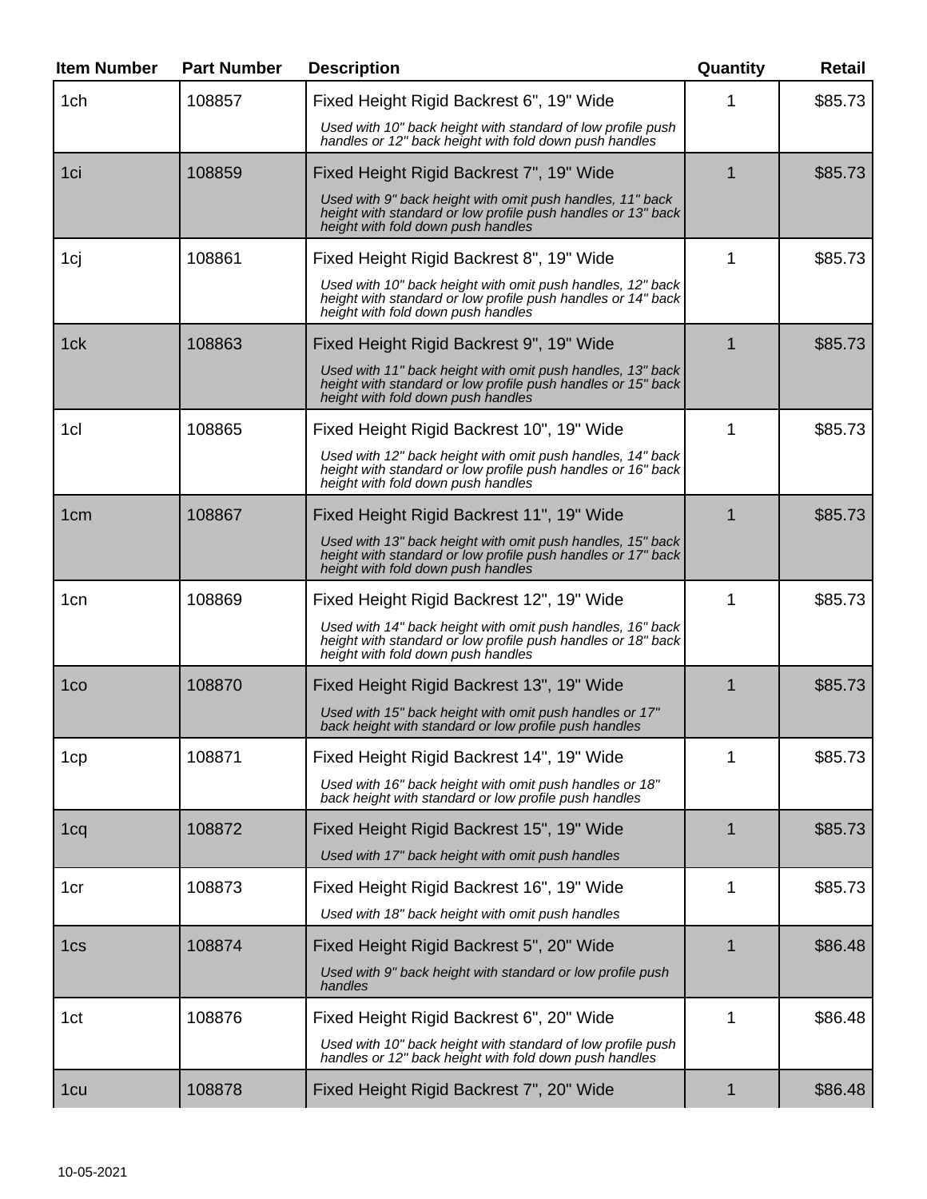| Item Number | Part Number | Description | Quantity | Retail |
|---|---|---|---|---|
| 1ch | 108857 | Fixed Height Rigid Backrest 6", 19" Wide<br>*Used with 10" back height with standard of low profile push handles or 12" back height with fold down push handles* | 1 | $85.73 |
| 1ci | 108859 | Fixed Height Rigid Backrest 7", 19" Wide<br>*Used with 9" back height with omit push handles, 11" back height with standard or low profile push handles or 13" back height with fold down push handles* | 1 | $85.73 |
| 1cj | 108861 | Fixed Height Rigid Backrest 8", 19" Wide<br>*Used with 10" back height with omit push handles, 12" back height with standard or low profile push handles or 14" back height with fold down push handles* | 1 | $85.73 |
| 1ck | 108863 | Fixed Height Rigid Backrest 9", 19" Wide<br>*Used with 11" back height with omit push handles, 13" back height with standard or low profile push handles or 15" back height with fold down push handles* | 1 | $85.73 |
| 1cl | 108865 | Fixed Height Rigid Backrest 10", 19" Wide<br>*Used with 12" back height with omit push handles, 14" back height with standard or low profile push handles or 16" back height with fold down push handles* | 1 | $85.73 |
| 1cm | 108867 | Fixed Height Rigid Backrest 11", 19" Wide<br>*Used with 13" back height with omit push handles, 15" back height with standard or low profile push handles or 17" back height with fold down push handles* | 1 | $85.73 |
| 1cn | 108869 | Fixed Height Rigid Backrest 12", 19" Wide<br>*Used with 14" back height with omit push handles, 16" back height with standard or low profile push handles or 18" back height with fold down push handles* | 1 | $85.73 |
| 1co | 108870 | Fixed Height Rigid Backrest 13", 19" Wide<br>*Used with 15" back height with omit push handles or 17" back height with standard or low profile push handles* | 1 | $85.73 |
| 1cp | 108871 | Fixed Height Rigid Backrest 14", 19" Wide<br>*Used with 16" back height with omit push handles or 18" back height with standard or low profile push handles* | 1 | $85.73 |
| 1cq | 108872 | Fixed Height Rigid Backrest 15", 19" Wide<br>*Used with 17" back height with omit push handles* | 1 | $85.73 |
| 1cr | 108873 | Fixed Height Rigid Backrest 16", 19" Wide<br>*Used with 18" back height with omit push handles* | 1 | $85.73 |
| 1cs | 108874 | Fixed Height Rigid Backrest 5", 20" Wide<br>*Used with 9" back height with standard or low profile push handles* | 1 | $86.48 |
| 1ct | 108876 | Fixed Height Rigid Backrest 6", 20" Wide<br>*Used with 10" back height with standard of low profile push handles or 12" back height with fold down push handles* | 1 | $86.48 |
| 1cu | 108878 | Fixed Height Rigid Backrest 7", 20" Wide | 1 | $86.48 |

10-05-2021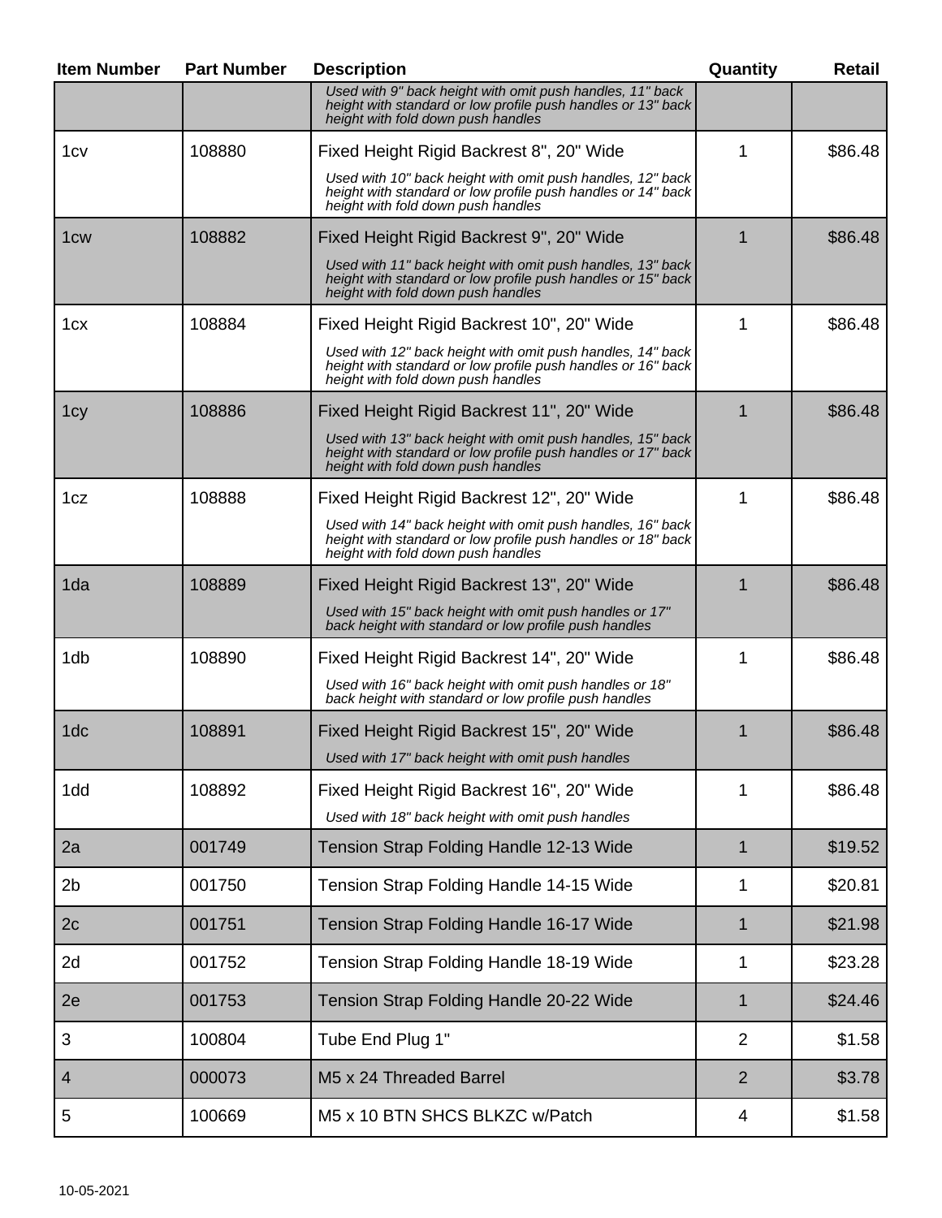| Item Number | Part Number | Description | Quantity | Retail |
|---|---|---|---|---|
| | | *Used with 9" back height with omit push handles, 11" back height with standard or low profile push handles or 13" back height with fold down push handles* | | |
| 1cv | 108880 | Fixed Height Rigid Backrest 8", 20" Wide<br>*Used with 10" back height with omit push handles, 12" back height with standard or low profile push handles or 14" back height with fold down push handles* | 1 | $86.48 |
| 1cw | 108882 | Fixed Height Rigid Backrest 9", 20" Wide<br>*Used with 11" back height with omit push handles, 13" back height with standard or low profile push handles or 15" back height with fold down push handles* | 1 | $86.48 |
| 1cx | 108884 | Fixed Height Rigid Backrest 10", 20" Wide<br>*Used with 12" back height with omit push handles, 14" back height with standard or low profile push handles or 16" back height with fold down push handles* | 1 | $86.48 |
| 1cy | 108886 | Fixed Height Rigid Backrest 11", 20" Wide<br>*Used with 13" back height with omit push handles, 15" back height with standard or low profile push handles or 17" back height with fold down push handles* | 1 | $86.48 |
| 1cz | 108888 | Fixed Height Rigid Backrest 12", 20" Wide<br>*Used with 14" back height with omit push handles, 16" back height with standard or low profile push handles or 18" back height with fold down push handles* | 1 | $86.48 |
| 1da | 108889 | Fixed Height Rigid Backrest 13", 20" Wide<br>*Used with 15" back height with omit push handles or 17" back height with standard or low profile push handles* | 1 | $86.48 |
| 1db | 108890 | Fixed Height Rigid Backrest 14", 20" Wide<br>*Used with 16" back height with omit push handles or 18" back height with standard or low profile push handles* | 1 | $86.48 |
| 1dc | 108891 | Fixed Height Rigid Backrest 15", 20" Wide<br>*Used with 17" back height with omit push handles* | 1 | $86.48 |
| 1dd | 108892 | Fixed Height Rigid Backrest 16", 20" Wide<br>*Used with 18" back height with omit push handles* | 1 | $86.48 |
| 2a | 001749 | Tension Strap Folding Handle 12-13 Wide | 1 | $19.52 |
| 2b | 001750 | Tension Strap Folding Handle 14-15 Wide | 1 | $20.81 |
| 2c | 001751 | Tension Strap Folding Handle 16-17 Wide | 1 | $21.98 |
| 2d | 001752 | Tension Strap Folding Handle 18-19 Wide | 1 | $23.28 |
| 2e | 001753 | Tension Strap Folding Handle 20-22 Wide | 1 | $24.46 |
| 3 | 100804 | Tube End Plug 1" | 2 | $1.58 |
| 4 | 000073 | M5 x 24 Threaded Barrel | 2 | $3.78 |
| 5 | 100669 | M5 x 10 BTN SHCS BLKZC w/Patch | 4 | $1.58 |

10-05-2021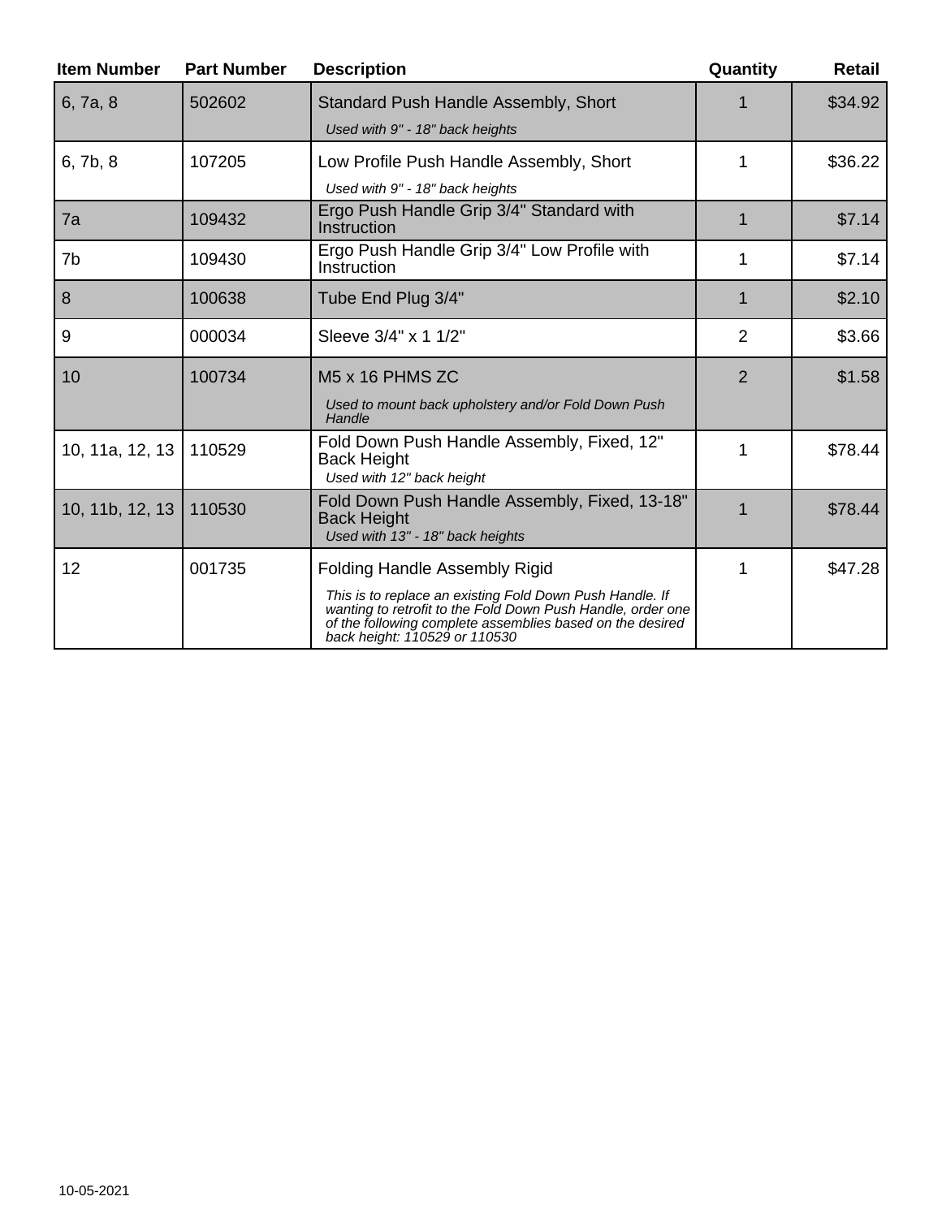| Item Number | Part Number | Description | Quantity | Retail |
|---|---|---|---|---|
| 6, 7a, 8 | 502602 | Standard Push Handle Assembly, Short<br>*Used with 9" - 18" back heights* | 1 | $34.92 |
| 6, 7b, 8 | 107205 | Low Profile Push Handle Assembly, Short<br>*Used with 9" - 18" back heights* | 1 | $36.22 |
| 7a | 109432 | Ergo Push Handle Grip 3/4" Standard with Instruction | 1 | $7.14 |
| 7b | 109430 | Ergo Push Handle Grip 3/4" Low Profile with Instruction | 1 | $7.14 |
| 8 | 100638 | Tube End Plug 3/4" | 1 | $2.10 |
| 9 | 000034 | Sleeve 3/4" x 1 1/2" | 2 | $3.66 |
| 10 | 100734 | M5 x 16 PHMS ZC<br>*Used to mount back upholstery and/or Fold Down Push Handle* | 2 | $1.58 |
| 10, 11a, 12, 13 | 110529 | Fold Down Push Handle Assembly, Fixed, 12" Back Height<br>*Used with 12" back height* | 1 | $78.44 |
| 10, 11b, 12, 13 | 110530 | Fold Down Push Handle Assembly, Fixed, 13-18" Back Height<br>*Used with 13" - 18" back heights* | 1 | $78.44 |
| 12 | 001735 | Folding Handle Assembly Rigid<br>*This is to replace an existing Fold Down Push Handle. If wanting to retrofit to the Fold Down Push Handle, order one of the following complete assemblies based on the desired back height: 110529 or 110530* | 1 | $47.28 |

10-05-2021